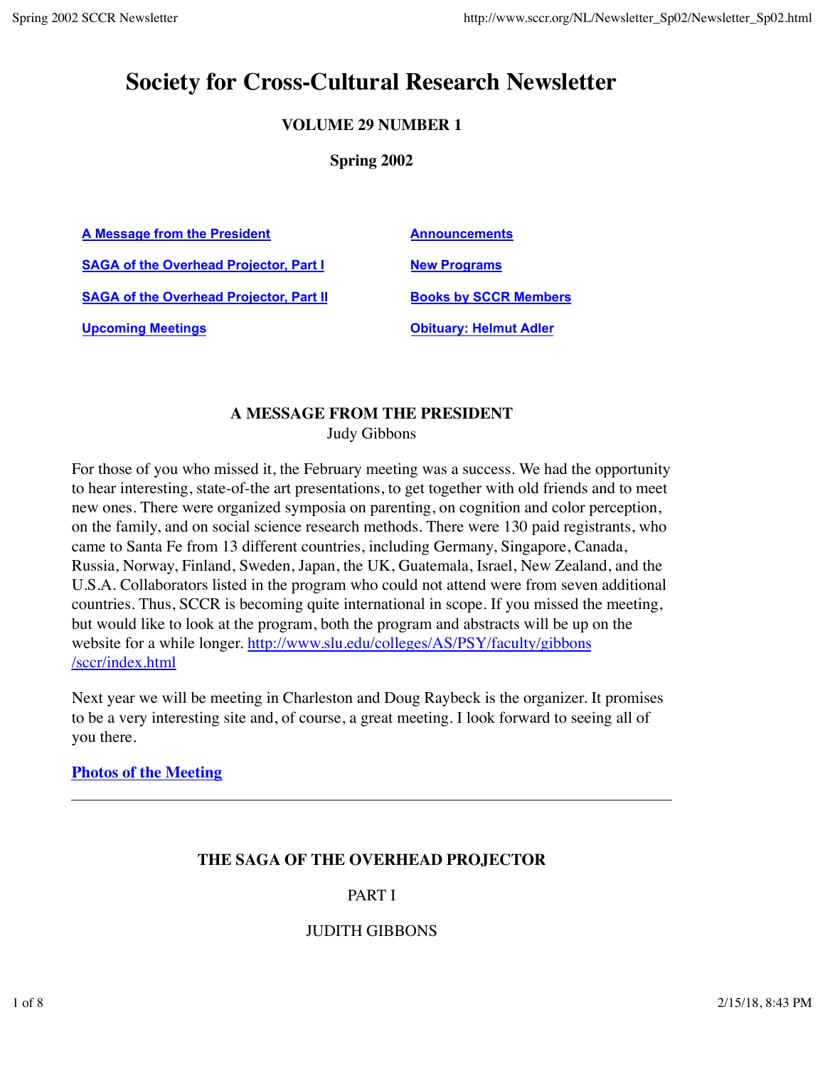# Society for Cross-Cultural Research Newsletter

**VOLUME 29 NUMBER 1**

**Spring 2002**

| | |
|---|---|
| A Message from the President | Announcements |
| SAGA of the Overhead Projector, Part I | New Programs |
| SAGA of the Overhead Projector, Part II | Books by SCCR Members |
| Upcoming Meetings | Obituary: Helmut Adler |

## A MESSAGE FROM THE PRESIDENT

Judy Gibbons

For those of you who missed it, the February meeting was a success. We had the opportunity to hear interesting, state-of-the art presentations, to get together with old friends and to meet new ones. There were organized symposia on parenting, on cognition and color perception, on the family, and on social science research methods. There were 130 paid registrants, who came to Santa Fe from 13 different countries, including Germany, Singapore, Canada, Russia, Norway, Finland, Sweden, Japan, the UK, Guatemala, Israel, New Zealand, and the U.S.A. Collaborators listed in the program who could not attend were from seven additional countries. Thus, SCCR is becoming quite international in scope. If you missed the meeting, but would like to look at the program, both the program and abstracts will be up on the website for a while longer. http://www.slu.edu/colleges/AS/PSY/faculty/gibbons/sccr/index.html

Next year we will be meeting in Charleston and Doug Raybeck is the organizer. It promises to be a very interesting site and, of course, a great meeting. I look forward to seeing all of you there.

**Photos of the Meeting**

---

## THE SAGA OF THE OVERHEAD PROJECTOR

PART I

JUDITH GIBBONS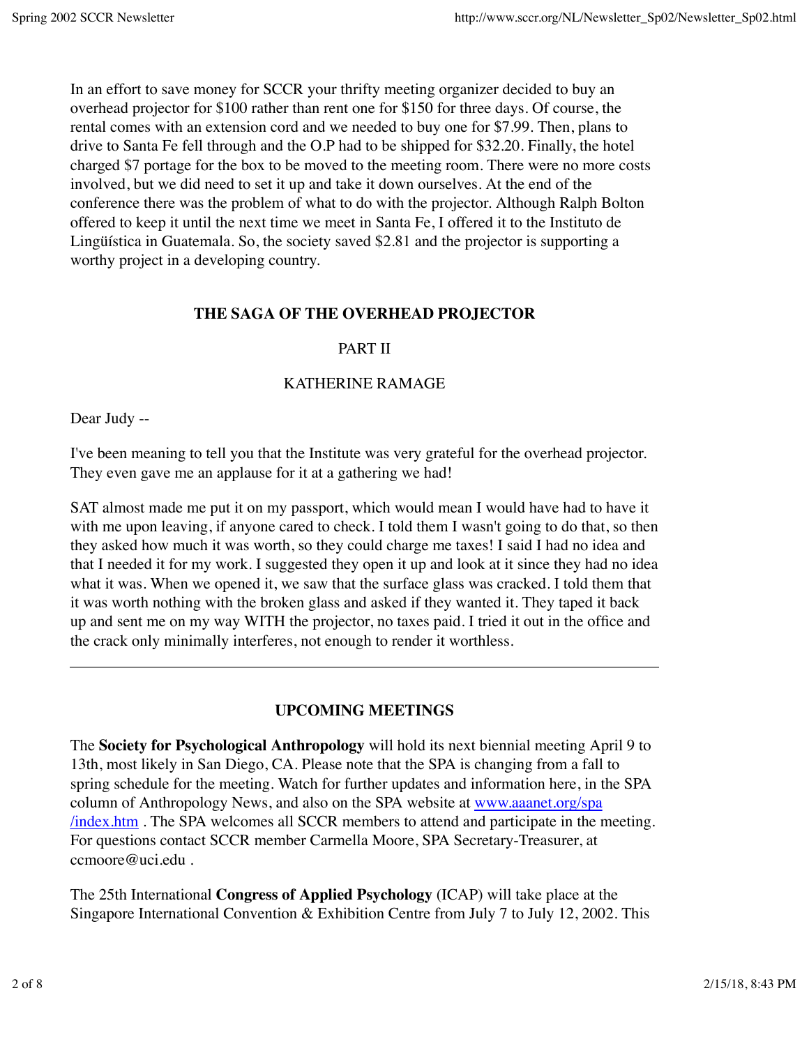In an effort to save money for SCCR your thrifty meeting organizer decided to buy an overhead projector for $100 rather than rent one for $150 for three days. Of course, the rental comes with an extension cord and we needed to buy one for $7.99. Then, plans to drive to Santa Fe fell through and the O.P had to be shipped for $32.20. Finally, the hotel charged $7 portage for the box to be moved to the meeting room. There were no more costs involved, but we did need to set it up and take it down ourselves. At the end of the conference there was the problem of what to do with the projector. Although Ralph Bolton offered to keep it until the next time we meet in Santa Fe, I offered it to the Instituto de Lingüística in Guatemala. So, the society saved $2.81 and the projector is supporting a worthy project in a developing country.

## THE SAGA OF THE OVERHEAD PROJECTOR

PART II

KATHERINE RAMAGE

Dear Judy --

I've been meaning to tell you that the Institute was very grateful for the overhead projector. They even gave me an applause for it at a gathering we had!

SAT almost made me put it on my passport, which would mean I would have had to have it with me upon leaving, if anyone cared to check. I told them I wasn't going to do that, so then they asked how much it was worth, so they could charge me taxes! I said I had no idea and that I needed it for my work. I suggested they open it up and look at it since they had no idea what it was. When we opened it, we saw that the surface glass was cracked. I told them that it was worth nothing with the broken glass and asked if they wanted it. They taped it back up and sent me on my way WITH the projector, no taxes paid. I tried it out in the office and the crack only minimally interferes, not enough to render it worthless.

---

## UPCOMING MEETINGS

The **Society for Psychological Anthropology** will hold its next biennial meeting April 9 to 13th, most likely in San Diego, CA. Please note that the SPA is changing from a fall to spring schedule for the meeting. Watch for further updates and information here, in the SPA column of Anthropology News, and also on the SPA website at [www.aaanet.org/spa/index.htm](www.aaanet.org/spa/index.htm) . The SPA welcomes all SCCR members to attend and participate in the meeting. For questions contact SCCR member Carmella Moore, SPA Secretary-Treasurer, at ccmoore@uci.edu .

The 25th International **Congress of Applied Psychology** (ICAP) will take place at the Singapore International Convention & Exhibition Centre from July 7 to July 12, 2002. This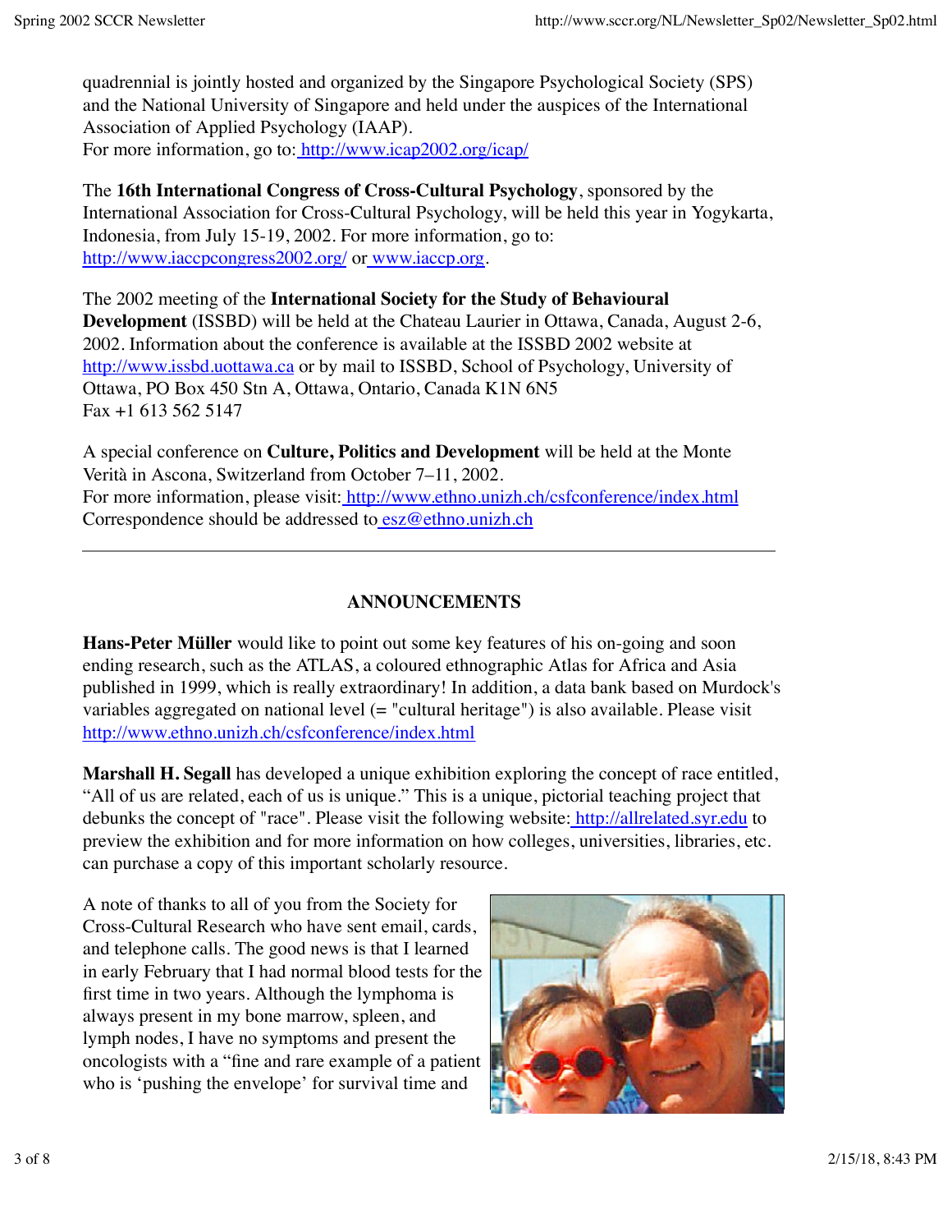quadrennial is jointly hosted and organized by the Singapore Psychological Society (SPS) and the National University of Singapore and held under the auspices of the International Association of Applied Psychology (IAAP).
For more information, go to: http://www.icap2002.org/icap/

The **16th International Congress of Cross-Cultural Psychology**, sponsored by the International Association for Cross-Cultural Psychology, will be held this year in Yogykarta, Indonesia, from July 15-19, 2002. For more information, go to: http://www.iaccpcongress2002.org/ or www.iaccp.org.

The 2002 meeting of the **International Society for the Study of Behavioural Development** (ISSBD) will be held at the Chateau Laurier in Ottawa, Canada, August 2-6, 2002. Information about the conference is available at the ISSBD 2002 website at http://www.issbd.uottawa.ca or by mail to ISSBD, School of Psychology, University of Ottawa, PO Box 450 Stn A, Ottawa, Ontario, Canada K1N 6N5
Fax +1 613 562 5147

A special conference on **Culture, Politics and Development** will be held at the Monte Verità in Ascona, Switzerland from October 7–11, 2002.
For more information, please visit: http://www.ethno.unizh.ch/csfconference/index.html
Correspondence should be addressed to esz@ethno.unizh.ch

---

## ANNOUNCEMENTS

**Hans-Peter Müller** would like to point out some key features of his on-going and soon ending research, such as the ATLAS, a coloured ethnographic Atlas for Africa and Asia published in 1999, which is really extraordinary! In addition, a data bank based on Murdock's variables aggregated on national level (= "cultural heritage") is also available. Please visit http://www.ethno.unizh.ch/csfconference/index.html

**Marshall H. Segall** has developed a unique exhibition exploring the concept of race entitled, "All of us are related, each of us is unique." This is a unique, pictorial teaching project that debunks the concept of "race". Please visit the following website: http://allrelated.syr.edu to preview the exhibition and for more information on how colleges, universities, libraries, etc. can purchase a copy of this important scholarly resource.

A note of thanks to all of you from the Society for Cross-Cultural Research who have sent email, cards, and telephone calls. The good news is that I learned in early February that I had normal blood tests for the first time in two years. Although the lymphoma is always present in my bone marrow, spleen, and lymph nodes, I have no symptoms and present the oncologists with a "fine and rare example of a patient who is 'pushing the envelope' for survival time and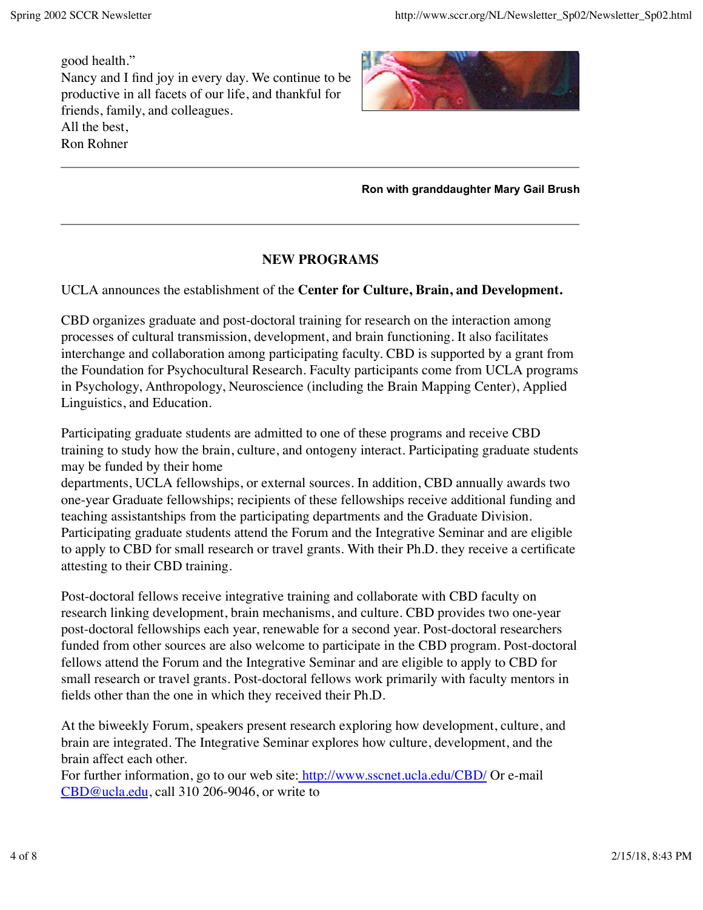good health."
Nancy and I find joy in every day. We continue to be productive in all facets of our life, and thankful for friends, family, and colleagues.
All the best,
Ron Rohner

**Ron with granddaughter Mary Gail Brush**

---

## NEW PROGRAMS

UCLA announces the establishment of the **Center for Culture, Brain, and Development.**

CBD organizes graduate and post-doctoral training for research on the interaction among processes of cultural transmission, development, and brain functioning. It also facilitates interchange and collaboration among participating faculty. CBD is supported by a grant from the Foundation for Psychocultural Research. Faculty participants come from UCLA programs in Psychology, Anthropology, Neuroscience (including the Brain Mapping Center), Applied Linguistics, and Education.

Participating graduate students are admitted to one of these programs and receive CBD training to study how the brain, culture, and ontogeny interact. Participating graduate students may be funded by their home departments, UCLA fellowships, or external sources. In addition, CBD annually awards two one-year Graduate fellowships; recipients of these fellowships receive additional funding and teaching assistantships from the participating departments and the Graduate Division. Participating graduate students attend the Forum and the Integrative Seminar and are eligible to apply to CBD for small research or travel grants. With their Ph.D. they receive a certificate attesting to their CBD training.

Post-doctoral fellows receive integrative training and collaborate with CBD faculty on research linking development, brain mechanisms, and culture. CBD provides two one-year post-doctoral fellowships each year, renewable for a second year. Post-doctoral researchers funded from other sources are also welcome to participate in the CBD program. Post-doctoral fellows attend the Forum and the Integrative Seminar and are eligible to apply to CBD for small research or travel grants. Post-doctoral fellows work primarily with faculty mentors in fields other than the one in which they received their Ph.D.

At the biweekly Forum, speakers present research exploring how development, culture, and brain are integrated. The Integrative Seminar explores how culture, development, and the brain affect each other.
For further information, go to our web site: http://www.sscnet.ucla.edu/CBD/ Or e-mail CBD@ucla.edu, call 310 206-9046, or write to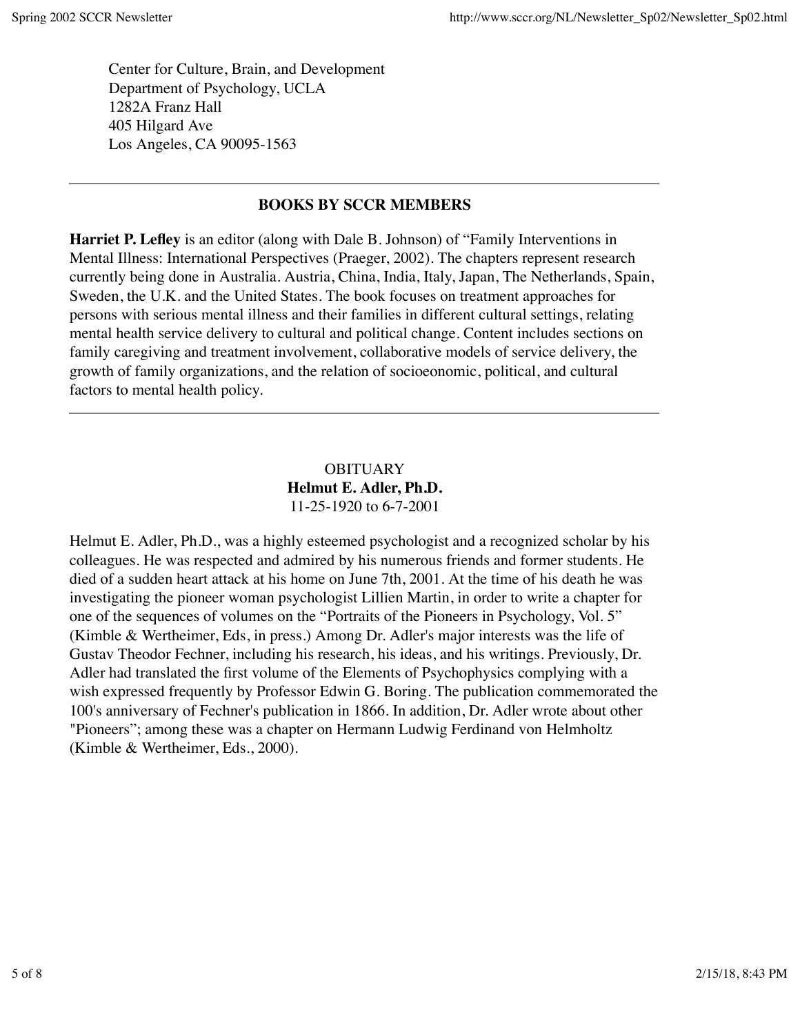Center for Culture, Brain, and Development
Department of Psychology, UCLA
1282A Franz Hall
405 Hilgard Ave
Los Angeles, CA 90095-1563

---

## BOOKS BY SCCR MEMBERS

**Harriet P. Lefley** is an editor (along with Dale B. Johnson) of “Family Interventions in Mental Illness: International Perspectives (Praeger, 2002). The chapters represent research currently being done in Australia. Austria, China, India, Italy, Japan, The Netherlands, Spain, Sweden, the U.K. and the United States. The book focuses on treatment approaches for persons with serious mental illness and their families in different cultural settings, relating mental health service delivery to cultural and political change. Content includes sections on family caregiving and treatment involvement, collaborative models of service delivery, the growth of family organizations, and the relation of socioeonomic, political, and cultural factors to mental health policy.

---

OBITUARY
**Helmut E. Adler, Ph.D.**
11-25-1920 to 6-7-2001

Helmut E. Adler, Ph.D., was a highly esteemed psychologist and a recognized scholar by his colleagues. He was respected and admired by his numerous friends and former students. He died of a sudden heart attack at his home on June 7th, 2001. At the time of his death he was investigating the pioneer woman psychologist Lillien Martin, in order to write a chapter for one of the sequences of volumes on the “Portraits of the Pioneers in Psychology, Vol. 5” (Kimble & Wertheimer, Eds, in press.) Among Dr. Adler's major interests was the life of Gustav Theodor Fechner, including his research, his ideas, and his writings. Previously, Dr. Adler had translated the first volume of the Elements of Psychophysics complying with a wish expressed frequently by Professor Edwin G. Boring. The publication commemorated the 100's anniversary of Fechner's publication in 1866. In addition, Dr. Adler wrote about other "Pioneers”; among these was a chapter on Hermann Ludwig Ferdinand von Helmholtz (Kimble & Wertheimer, Eds., 2000).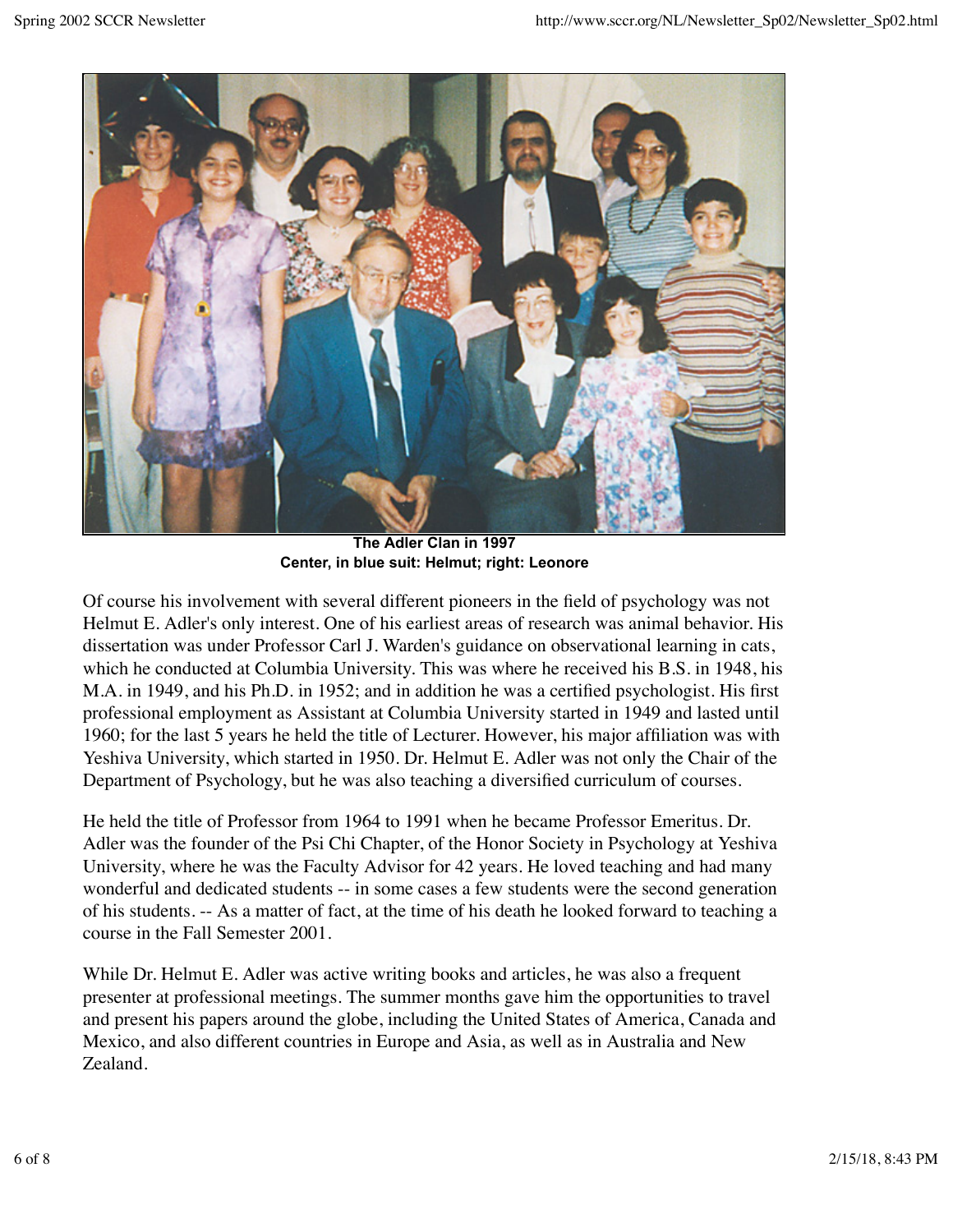**The Adler Clan in 1997**
**Center, in blue suit: Helmut; right: Leonore**

Of course his involvement with several different pioneers in the field of psychology was not Helmut E. Adler's only interest. One of his earliest areas of research was animal behavior. His dissertation was under Professor Carl J. Warden's guidance on observational learning in cats, which he conducted at Columbia University. This was where he received his B.S. in 1948, his M.A. in 1949, and his Ph.D. in 1952; and in addition he was a certified psychologist. His first professional employment as Assistant at Columbia University started in 1949 and lasted until 1960; for the last 5 years he held the title of Lecturer. However, his major affiliation was with Yeshiva University, which started in 1950. Dr. Helmut E. Adler was not only the Chair of the Department of Psychology, but he was also teaching a diversified curriculum of courses.

He held the title of Professor from 1964 to 1991 when he became Professor Emeritus. Dr. Adler was the founder of the Psi Chi Chapter, of the Honor Society in Psychology at Yeshiva University, where he was the Faculty Advisor for 42 years. He loved teaching and had many wonderful and dedicated students -- in some cases a few students were the second generation of his students. -- As a matter of fact, at the time of his death he looked forward to teaching a course in the Fall Semester 2001.

While Dr. Helmut E. Adler was active writing books and articles, he was also a frequent presenter at professional meetings. The summer months gave him the opportunities to travel and present his papers around the globe, including the United States of America, Canada and Mexico, and also different countries in Europe and Asia, as well as in Australia and New Zealand.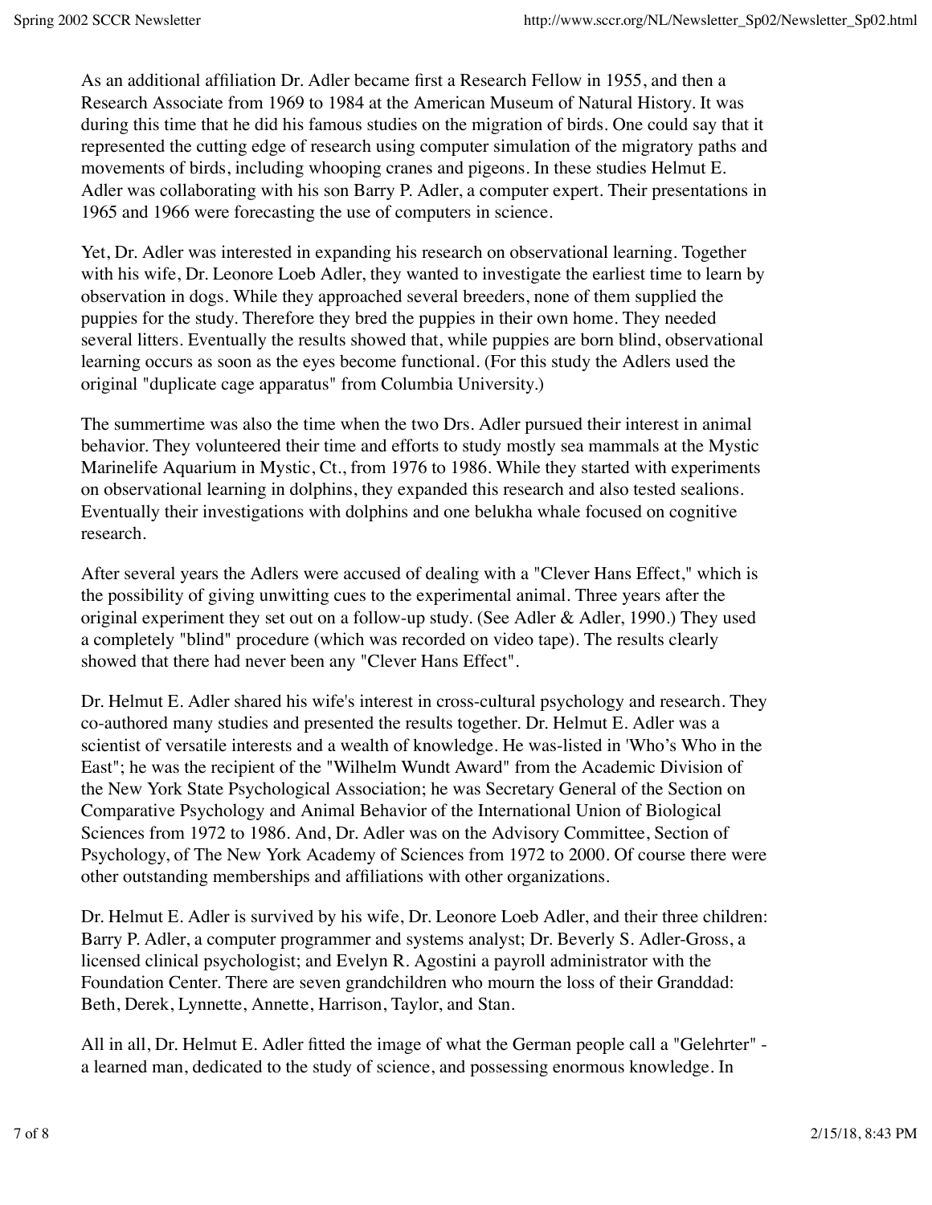As an additional affiliation Dr. Adler became first a Research Fellow in 1955, and then a Research Associate from 1969 to 1984 at the American Museum of Natural History. It was during this time that he did his famous studies on the migration of birds. One could say that it represented the cutting edge of research using computer simulation of the migratory paths and movements of birds, including whooping cranes and pigeons. In these studies Helmut E. Adler was collaborating with his son Barry P. Adler, a computer expert. Their presentations in 1965 and 1966 were forecasting the use of computers in science.

Yet, Dr. Adler was interested in expanding his research on observational learning. Together with his wife, Dr. Leonore Loeb Adler, they wanted to investigate the earliest time to learn by observation in dogs. While they approached several breeders, none of them supplied the puppies for the study. Therefore they bred the puppies in their own home. They needed several litters. Eventually the results showed that, while puppies are born blind, observational learning occurs as soon as the eyes become functional. (For this study the Adlers used the original "duplicate cage apparatus" from Columbia University.)

The summertime was also the time when the two Drs. Adler pursued their interest in animal behavior. They volunteered their time and efforts to study mostly sea mammals at the Mystic Marinelife Aquarium in Mystic, Ct., from 1976 to 1986. While they started with experiments on observational learning in dolphins, they expanded this research and also tested sealions. Eventually their investigations with dolphins and one belukha whale focused on cognitive research.

After several years the Adlers were accused of dealing with a "Clever Hans Effect," which is the possibility of giving unwitting cues to the experimental animal. Three years after the original experiment they set out on a follow-up study. (See Adler & Adler, 1990.) They used a completely "blind" procedure (which was recorded on video tape). The results clearly showed that there had never been any "Clever Hans Effect".

Dr. Helmut E. Adler shared his wife's interest in cross-cultural psychology and research. They co-authored many studies and presented the results together. Dr. Helmut E. Adler was a scientist of versatile interests and a wealth of knowledge. He was-listed in 'Who's Who in the East"; he was the recipient of the "Wilhelm Wundt Award" from the Academic Division of the New York State Psychological Association; he was Secretary General of the Section on Comparative Psychology and Animal Behavior of the International Union of Biological Sciences from 1972 to 1986. And, Dr. Adler was on the Advisory Committee, Section of Psychology, of The New York Academy of Sciences from 1972 to 2000. Of course there were other outstanding memberships and affiliations with other organizations.

Dr. Helmut E. Adler is survived by his wife, Dr. Leonore Loeb Adler, and their three children: Barry P. Adler, a computer programmer and systems analyst; Dr. Beverly S. Adler-Gross, a licensed clinical psychologist; and Evelyn R. Agostini a payroll administrator with the Foundation Center. There are seven grandchildren who mourn the loss of their Granddad: Beth, Derek, Lynnette, Annette, Harrison, Taylor, and Stan.

All in all, Dr. Helmut E. Adler fitted the image of what the German people call a "Gelehrter" - a learned man, dedicated to the study of science, and possessing enormous knowledge. In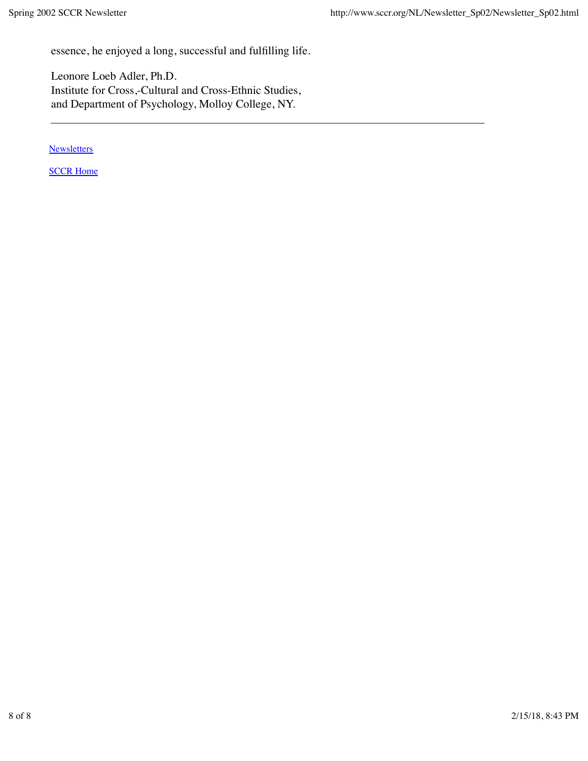essence, he enjoyed a long, successful and fulfilling life.

Leonore Loeb Adler, Ph.D.
Institute for Cross,-Cultural and Cross-Ethnic Studies,
and Department of Psychology, Molloy College, NY.

---

Newsletters

SCCR Home